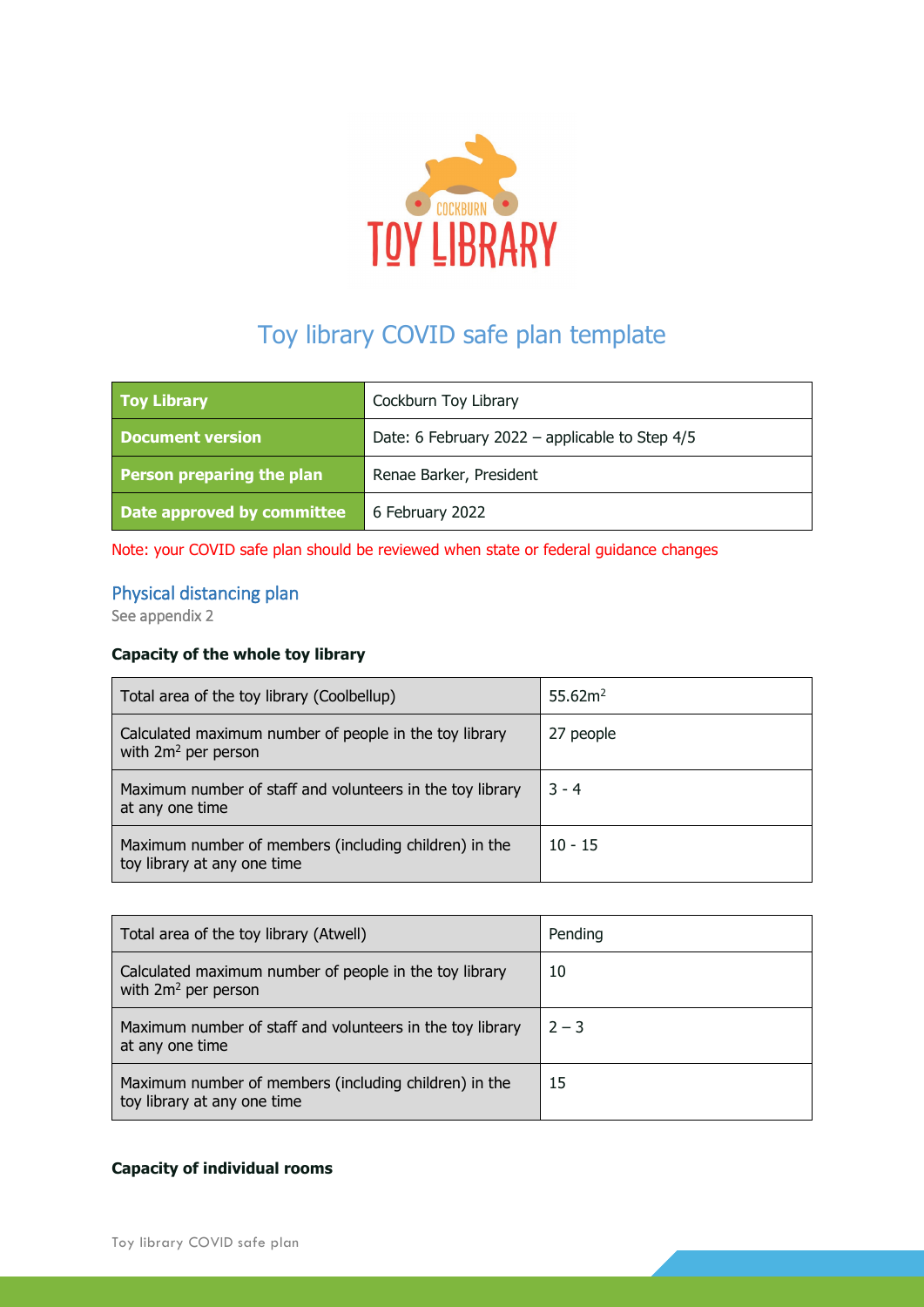# Toy library COVID safe plan template

| Toy Library | Cockburn Toy Library |
|---|---|
| Document version | Date: 6 February 2022 – applicable to Step 4/5 |
| Person preparing the plan | Renae Barker, President |
| Date approved by committee | 6 February 2022 |

Note: your COVID safe plan should be reviewed when state or federal guidance changes

## Physical distancing plan

See appendix 2

### Capacity of the whole toy library

| Total area of the toy library (Coolbellup) | $55.62m^2$ |
|---|---|
| Calculated maximum number of people in the toy library with $2m^2$ per person | 27 people |
| Maximum number of staff and volunteers in the toy library at any one time | 3 - 4 |
| Maximum number of members (including children) in the toy library at any one time | 10 - 15 |

| Total area of the toy library (Atwell) | Pending |
|---|---|
| Calculated maximum number of people in the toy library with $2m^2$ per person | 10 |
| Maximum number of staff and volunteers in the toy library at any one time | 2 – 3 |
| Maximum number of members (including children) in the toy library at any one time | 15 |

### Capacity of individual rooms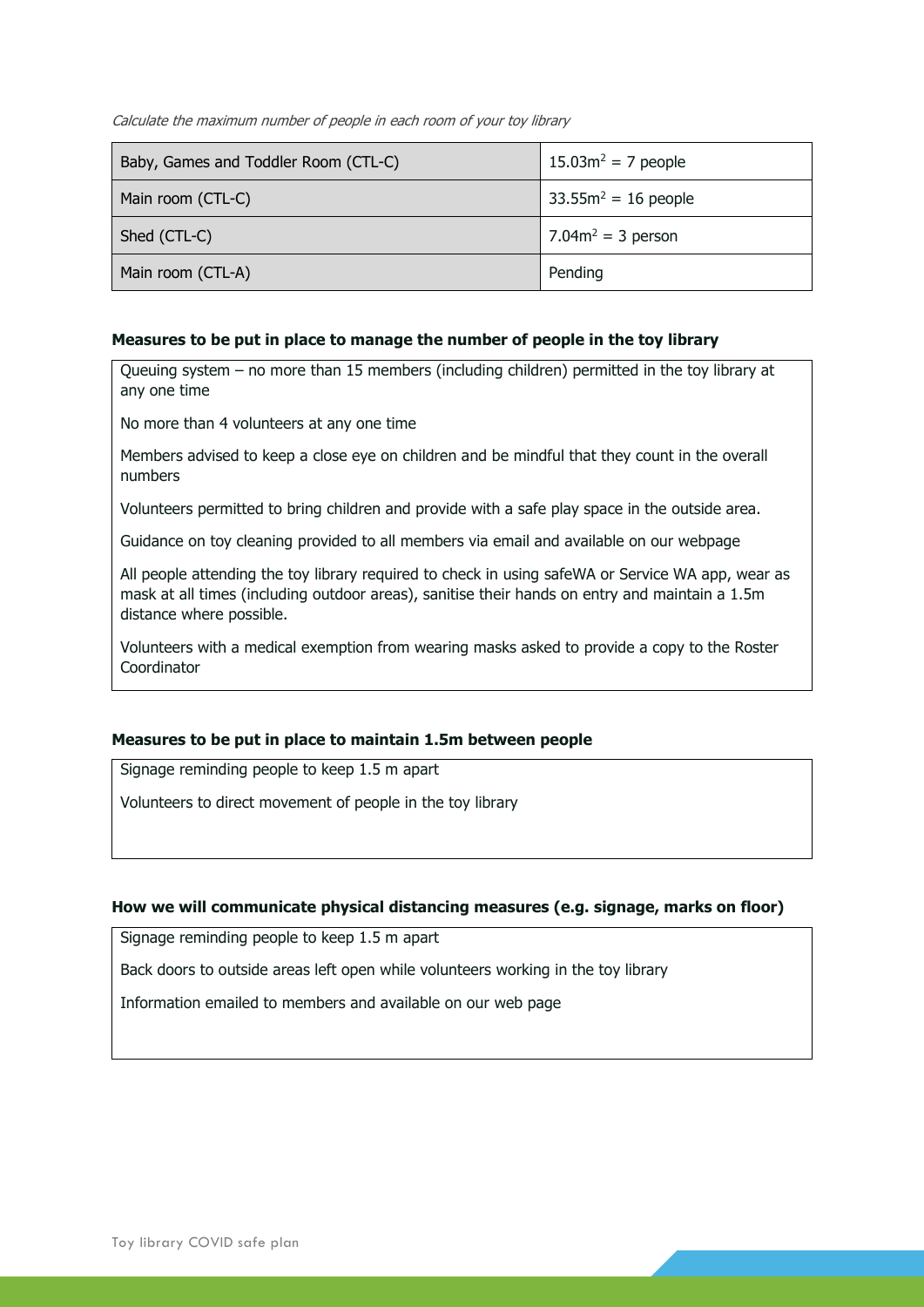*Calculate the maximum number of people in each room of your toy library*

| Room | Maximum number of people |
| --- | --- |
| Baby, Games and Toddler Room (CTL-C) | $15.03m^2$ = 7 people |
| Main room (CTL-C) | $33.55m^2$ = 16 people |
| Shed (CTL-C) | $7.04m^2$ = 3 person |
| Main room (CTL-A) | Pending |

**Measures to be put in place to manage the number of people in the toy library**

Queuing system – no more than 15 members (including children) permitted in the toy library at any one time

No more than 4 volunteers at any one time

Members advised to keep a close eye on children and be mindful that they count in the overall numbers

Volunteers permitted to bring children and provide with a safe play space in the outside area.

Guidance on toy cleaning provided to all members via email and available on our webpage

All people attending the toy library required to check in using safeWA or Service WA app, wear as mask at all times (including outdoor areas), sanitise their hands on entry and maintain a 1.5m distance where possible.

Volunteers with a medical exemption from wearing masks asked to provide a copy to the Roster Coordinator

**Measures to be put in place to maintain 1.5m between people**

Signage reminding people to keep 1.5 m apart

Volunteers to direct movement of people in the toy library

**How we will communicate physical distancing measures (e.g. signage, marks on floor)**

Signage reminding people to keep 1.5 m apart

Back doors to outside areas left open while volunteers working in the toy library

Information emailed to members and available on our web page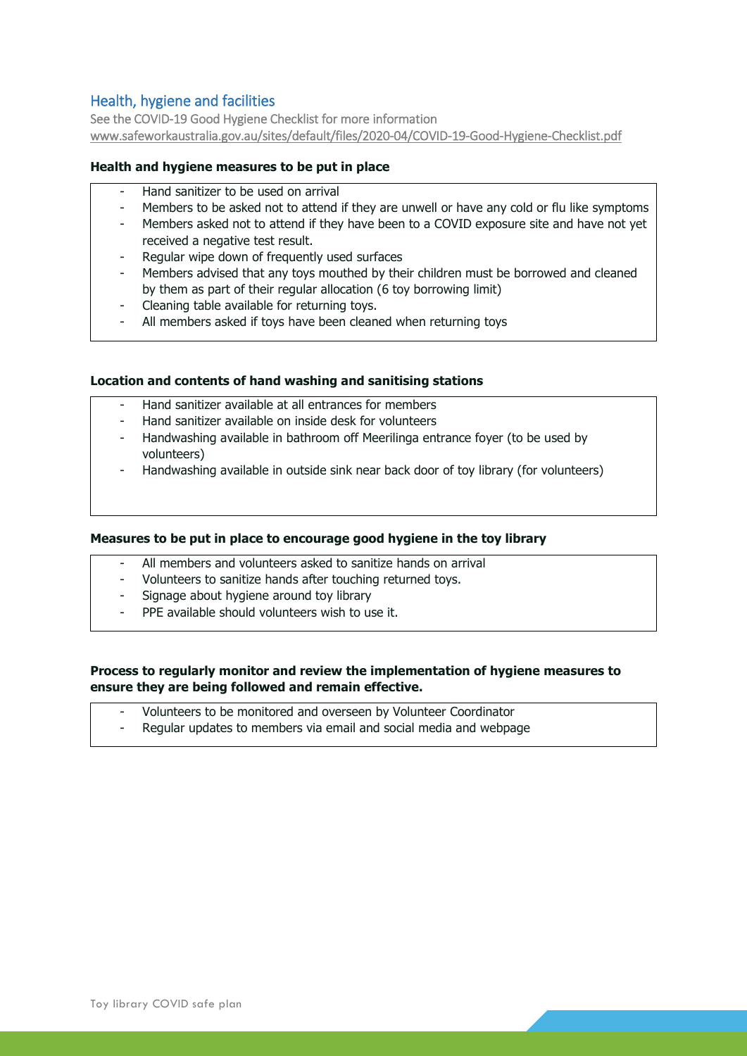## Health, hygiene and facilities

See the COVID-19 Good Hygiene Checklist for more information
www.safeworkaustralia.gov.au/sites/default/files/2020-04/COVID-19-Good-Hygiene-Checklist.pdf

**Health and hygiene measures to be put in place**

- Hand sanitizer to be used on arrival
- Members to be asked not to attend if they are unwell or have any cold or flu like symptoms
- Members asked not to attend if they have been to a COVID exposure site and have not yet received a negative test result.
- Regular wipe down of frequently used surfaces
- Members advised that any toys mouthed by their children must be borrowed and cleaned by them as part of their regular allocation (6 toy borrowing limit)
- Cleaning table available for returning toys.
- All members asked if toys have been cleaned when returning toys

**Location and contents of hand washing and sanitising stations**

- Hand sanitizer available at all entrances for members
- Hand sanitizer available on inside desk for volunteers
- Handwashing available in bathroom off Meerilinga entrance foyer (to be used by volunteers)
- Handwashing available in outside sink near back door of toy library (for volunteers)

**Measures to be put in place to encourage good hygiene in the toy library**

- All members and volunteers asked to sanitize hands on arrival
- Volunteers to sanitize hands after touching returned toys.
- Signage about hygiene around toy library
- PPE available should volunteers wish to use it.

**Process to regularly monitor and review the implementation of hygiene measures to ensure they are being followed and remain effective.**

- Volunteers to be monitored and overseen by Volunteer Coordinator
- Regular updates to members via email and social media and webpage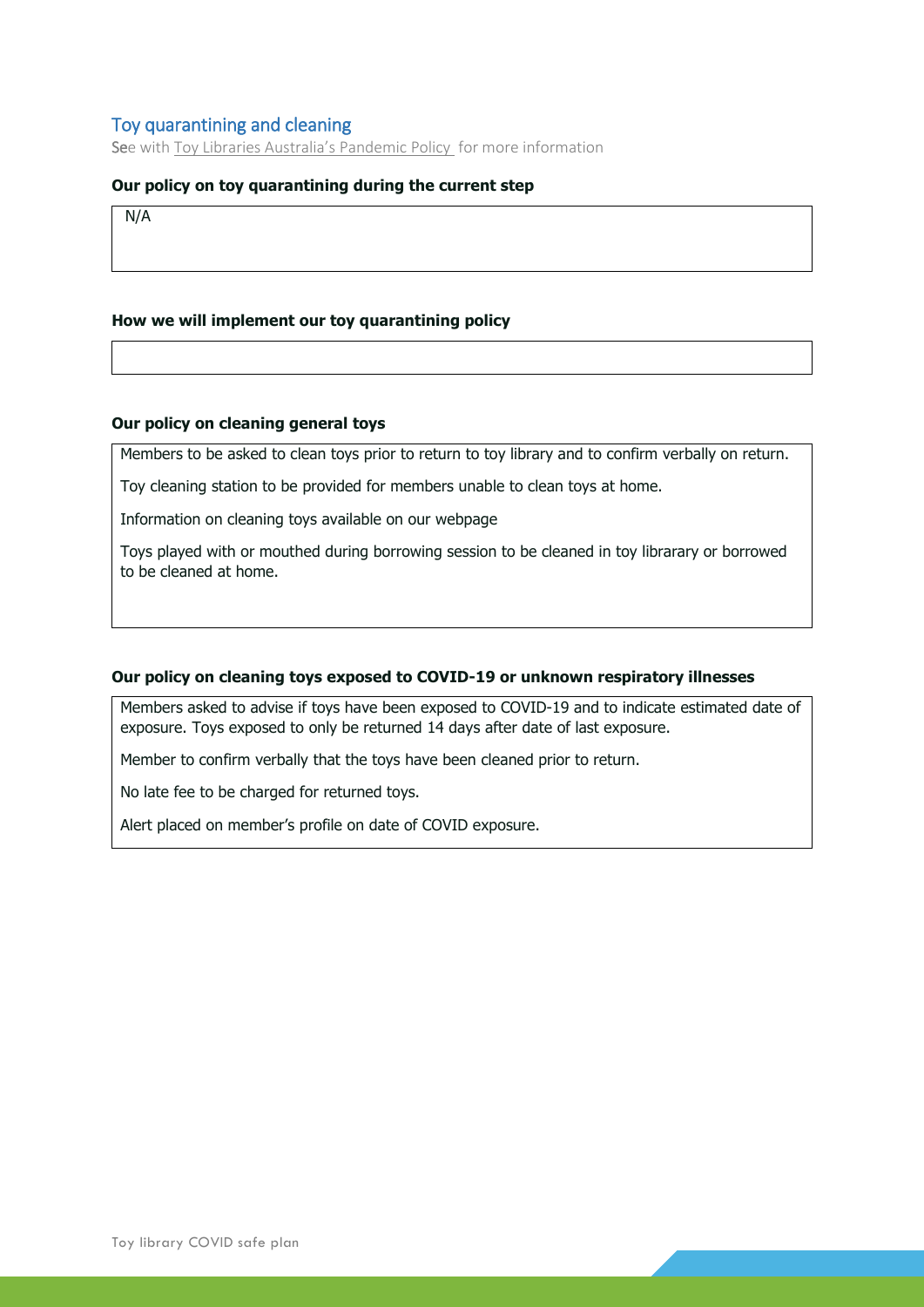## Toy quarantining and cleaning

See with Toy Libraries Australia's Pandemic Policy for more information

**Our policy on toy quarantining during the current step**

N/A

**How we will implement our toy quarantining policy**

**Our policy on cleaning general toys**

Members to be asked to clean toys prior to return to toy library and to confirm verbally on return.

Toy cleaning station to be provided for members unable to clean toys at home.

Information on cleaning toys available on our webpage

Toys played with or mouthed during borrowing session to be cleaned in toy librarary or borrowed to be cleaned at home.

**Our policy on cleaning toys exposed to COVID-19 or unknown respiratory illnesses**

Members asked to advise if toys have been exposed to COVID-19 and to indicate estimated date of exposure. Toys exposed to only be returned 14 days after date of last exposure.

Member to confirm verbally that the toys have been cleaned prior to return.

No late fee to be charged for returned toys.

Alert placed on member's profile on date of COVID exposure.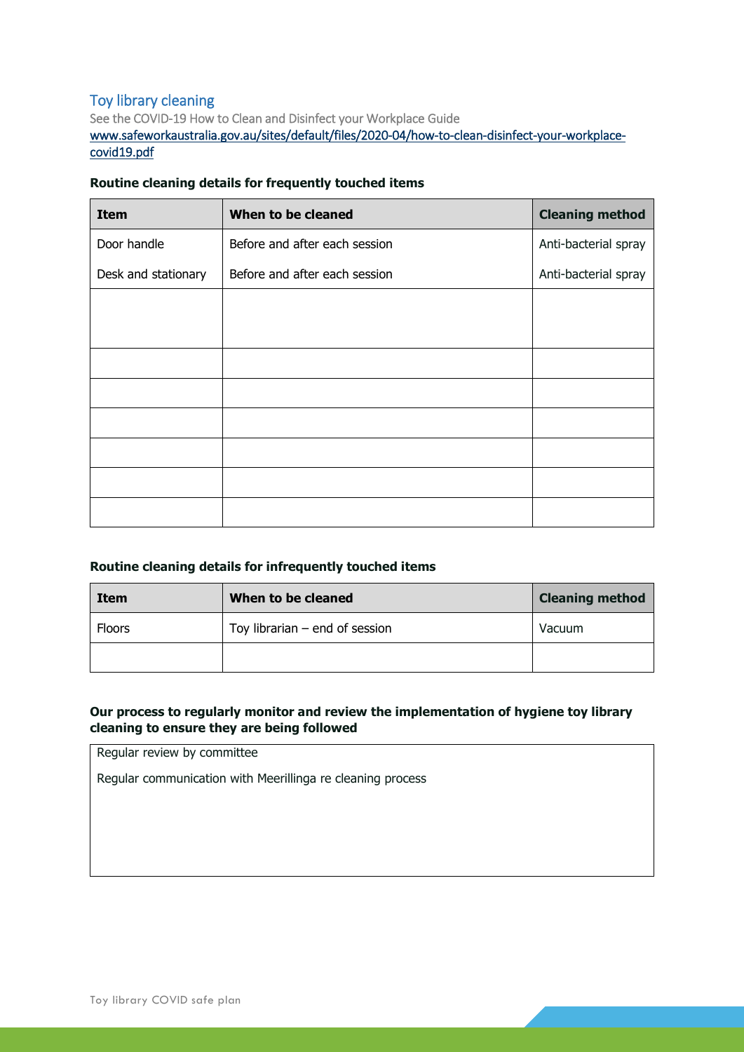## Toy library cleaning

See the COVID-19 How to Clean and Disinfect your Workplace Guide
[www.safeworkaustralia.gov.au/sites/default/files/2020-04/how-to-clean-disinfect-your-workplace-covid19.pdf](www.safeworkaustralia.gov.au/sites/default/files/2020-04/how-to-clean-disinfect-your-workplace-covid19.pdf)

**Routine cleaning details for frequently touched items**

| Item | When to be cleaned | Cleaning method |
|---|---|---|
| Door handle | Before and after each session | Anti-bacterial spray |
| Desk and stationary | Before and after each session | Anti-bacterial spray |
| | | |
| | | |
| | | |
| | | |
| | | |
| | | |
| | | |

**Routine cleaning details for infrequently touched items**

| Item | When to be cleaned | Cleaning method |
|---|---|---|
| Floors | Toy librarian – end of session | Vacuum |
| | | |

**Our process to regularly monitor and review the implementation of hygiene toy library cleaning to ensure they are being followed**

Regular review by committee

Regular communication with Meerillinga re cleaning process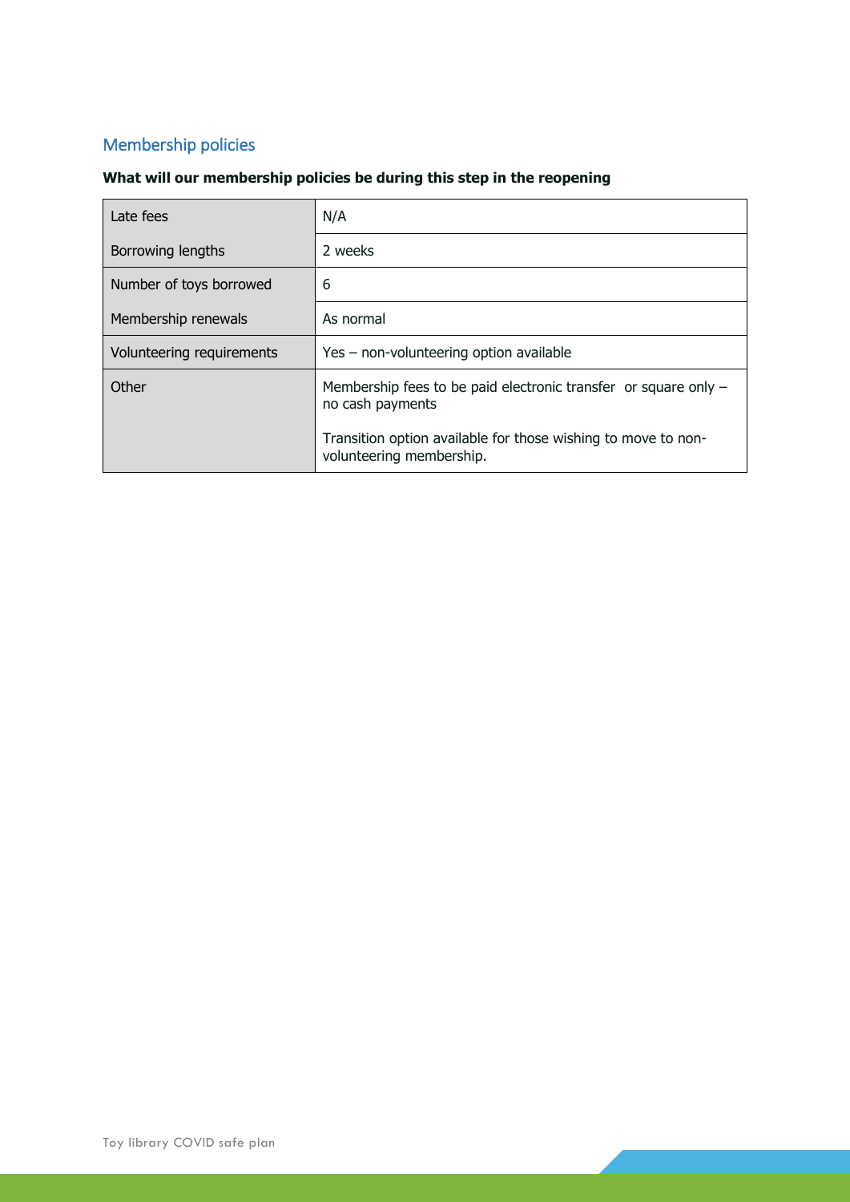## Membership policies

**What will our membership policies be during this step in the reopening**

| | |
|---|---|
| Late fees | N/A |
| Borrowing lengths | 2 weeks |
| Number of toys borrowed | 6 |
| Membership renewals | As normal |
| Volunteering requirements | Yes – non-volunteering option available |
| Other | Membership fees to be paid electronic transfer  or square only – no cash payments<br><br>Transition option available for those wishing to move to non-volunteering membership. |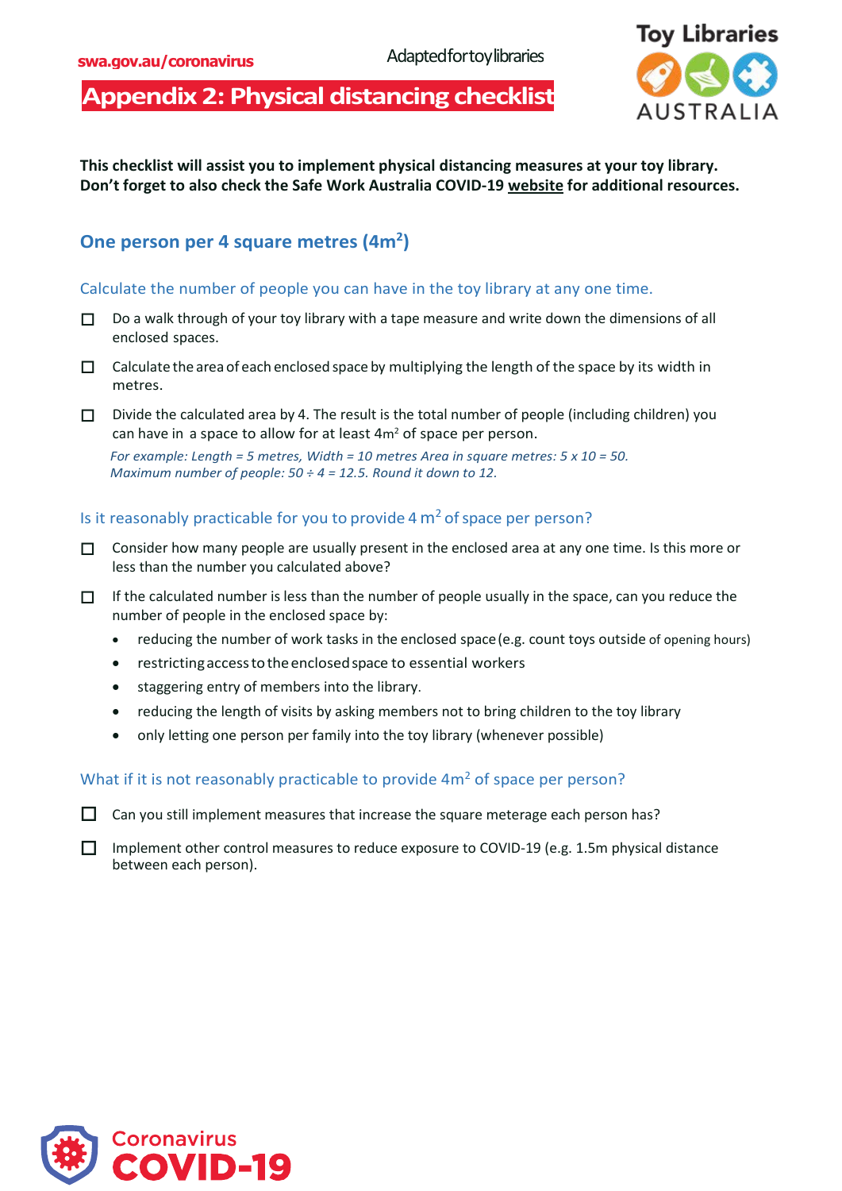swa.gov.au/coronavirus

Adapted for toy libraries

# Appendix 2: Physical distancing checklist

**This checklist will assist you to implement physical distancing measures at your toy library. Don't forget to also check the Safe Work Australia COVID-19 website for additional resources.**

## One person per 4 square metres ($4m^2$)

### Calculate the number of people you can have in the toy library at any one time.

- ☐ Do a walk through of your toy library with a tape measure and write down the dimensions of all enclosed spaces.
- ☐ Calculate the area of each enclosed space by multiplying the length of the space by its width in metres.
- ☐ Divide the calculated area by 4. The result is the total number of people (including children) you can have in a space to allow for at least $4m^2$ of space per person.

  *For example: Length = 5 metres, Width = 10 metres Area in square metres: 5 x 10 = 50.*
  *Maximum number of people: 50 ÷ 4 = 12.5. Round it down to 12.*

### Is it reasonably practicable for you to provide 4 $m^2$ of space per person?

- ☐ Consider how many people are usually present in the enclosed area at any one time. Is this more or less than the number you calculated above?
- ☐ If the calculated number is less than the number of people usually in the space, can you reduce the number of people in the enclosed space by:
  - reducing the number of work tasks in the enclosed space (e.g. count toys outside of opening hours)
  - restricting access to the enclosed space to essential workers
  - staggering entry of members into the library.
  - reducing the length of visits by asking members not to bring children to the toy library
  - only letting one person per family into the toy library (whenever possible)

### What if it is not reasonably practicable to provide $4m^2$ of space per person?

- ☐ Can you still implement measures that increase the square meterage each person has?
- ☐ Implement other control measures to reduce exposure to COVID-19 (e.g. 1.5m physical distance between each person).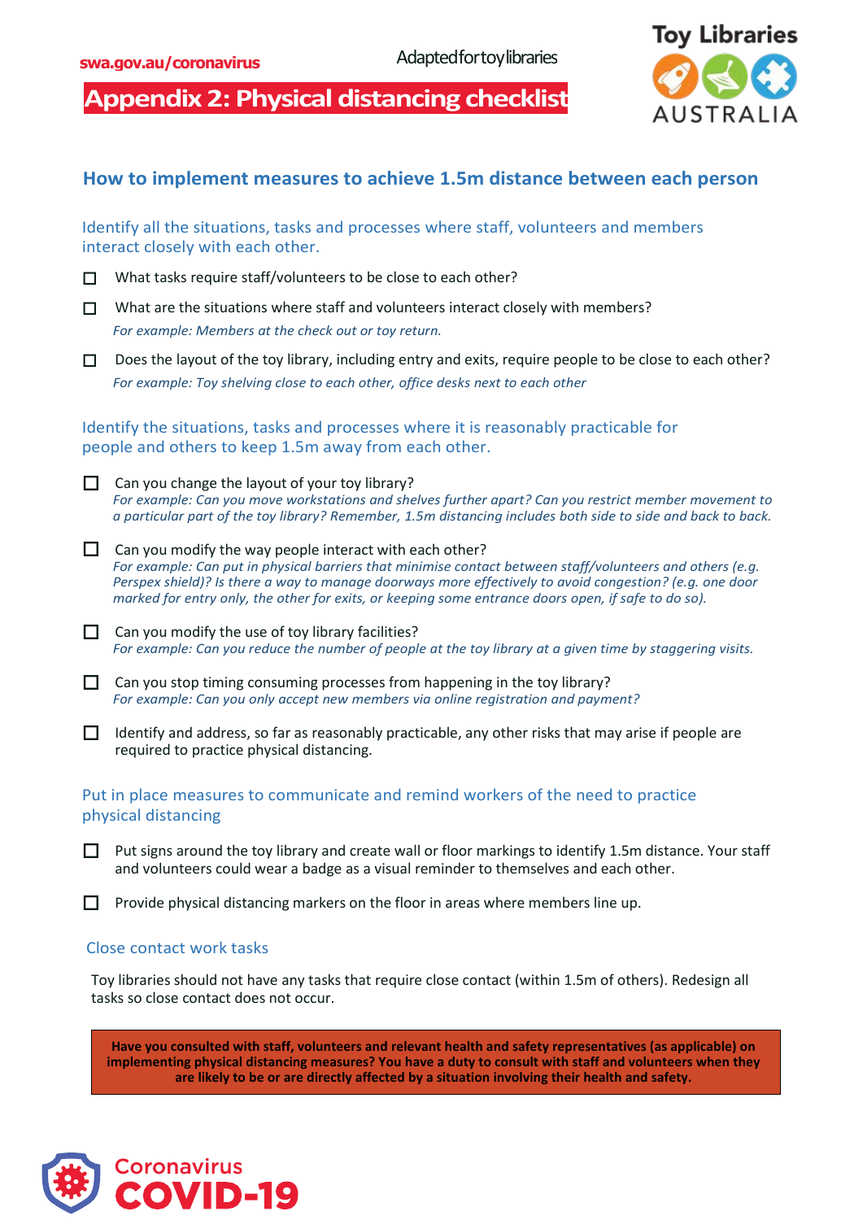swa.gov.au/coronavirus

Adapted for toy libraries

# Appendix 2: Physical distancing checklist

## How to implement measures to achieve 1.5m distance between each person

### Identify all the situations, tasks and processes where staff, volunteers and members interact closely with each other.

- ☐ What tasks require staff/volunteers to be close to each other?
- ☐ What are the situations where staff and volunteers interact closely with members?
  *For example: Members at the check out or toy return.*
- ☐ Does the layout of the toy library, including entry and exits, require people to be close to each other?
  *For example: Toy shelving close to each other, office desks next to each other*

### Identify the situations, tasks and processes where it is reasonably practicable for people and others to keep 1.5m away from each other.

- ☐ Can you change the layout of your toy library?
  *For example: Can you move workstations and shelves further apart? Can you restrict member movement to a particular part of the toy library? Remember, 1.5m distancing includes both side to side and back to back.*
- ☐ Can you modify the way people interact with each other?
  *For example: Can put in physical barriers that minimise contact between staff/volunteers and others (e.g. Perspex shield)? Is there a way to manage doorways more effectively to avoid congestion? (e.g. one door marked for entry only, the other for exits, or keeping some entrance doors open, if safe to do so).*
- ☐ Can you modify the use of toy library facilities?
  *For example: Can you reduce the number of people at the toy library at a given time by staggering visits.*
- ☐ Can you stop timing consuming processes from happening in the toy library?
  *For example: Can you only accept new members via online registration and payment?*
- ☐ Identify and address, so far as reasonably practicable, any other risks that may arise if people are required to practice physical distancing.

### Put in place measures to communicate and remind workers of the need to practice physical distancing

- ☐ Put signs around the toy library and create wall or floor markings to identify 1.5m distance. Your staff and volunteers could wear a badge as a visual reminder to themselves and each other.
- ☐ Provide physical distancing markers on the floor in areas where members line up.

### Close contact work tasks

Toy libraries should not have any tasks that require close contact (within 1.5m of others). Redesign all tasks so close contact does not occur.

**Have you consulted with staff, volunteers and relevant health and safety representatives (as applicable) on implementing physical distancing measures? You have a duty to consult with staff and volunteers when they are likely to be or are directly affected by a situation involving their health and safety.**

Coronavirus COVID-19